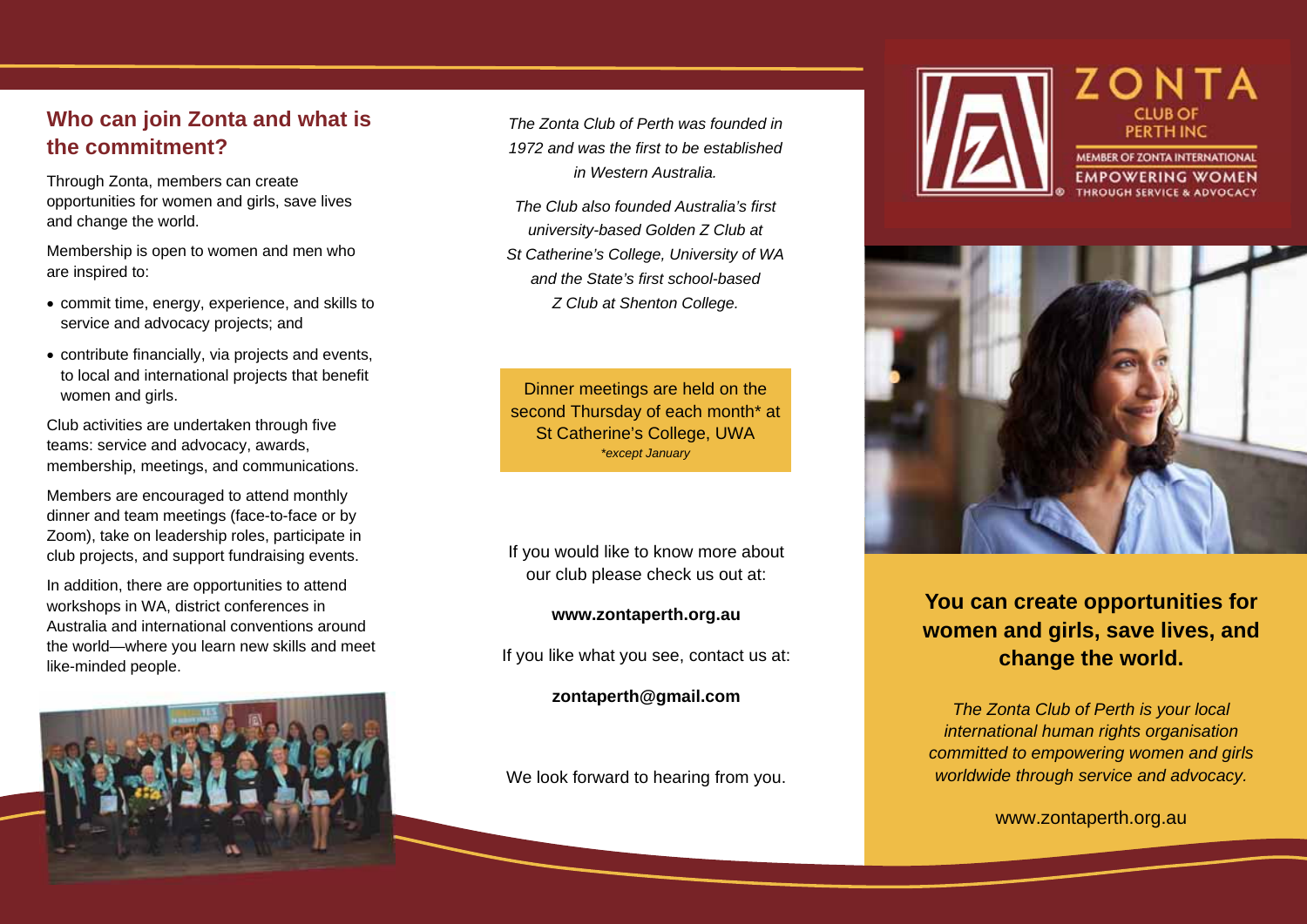## Who can join Zonta and what is the commitment?

Through Zonta, members can create opportunities for women and girls, save lives and change the world.

Membership is open to women and men who are inspired to:

- commit time, energy, experience, and skills to service and advocacy projects; and
- contribute financially, via projects and events, to local and international projects that benefit women and girls.

Club activities are undertaken through five teams: service and advocacy, awards, membership, meetings, and communications.

Members are encouraged to attend monthly dinner and team meetings (face-to-face or by Zoom), take on leadership roles, participate in club projects, and support fundraising events.

In addition, there are opportunities to attend workshops in WA, district conferences in Australia and international conventions around the world—where you learn new skills and meet like-minded people.

*The Zonta Club of Perth was founded in 1972 and was the first to be established in Western Australia.*

*The Club also founded Australia's first university-based Golden Z Club at St Catherine's College, University of WA and the State's first school-based Z Club at Shenton College.*

Dinner meetings are held on the second Thursday of each month* at St Catherine's College, UWA
*\*except January*

If you would like to know more about our club please check us out at:

**www.zontaperth.org.au**

If you like what you see, contact us at:

**zontaperth@gmail.com**

We look forward to hearing from you.

ZONTA
CLUB OF PERTH INC
MEMBER OF ZONTA INTERNATIONAL
EMPOWERING WOMEN THROUGH SERVICE & ADVOCACY

## You can create opportunities for women and girls, save lives, and change the world.

*The Zonta Club of Perth is your local international human rights organisation committed to empowering women and girls worldwide through service and advocacy.*

www.zontaperth.org.au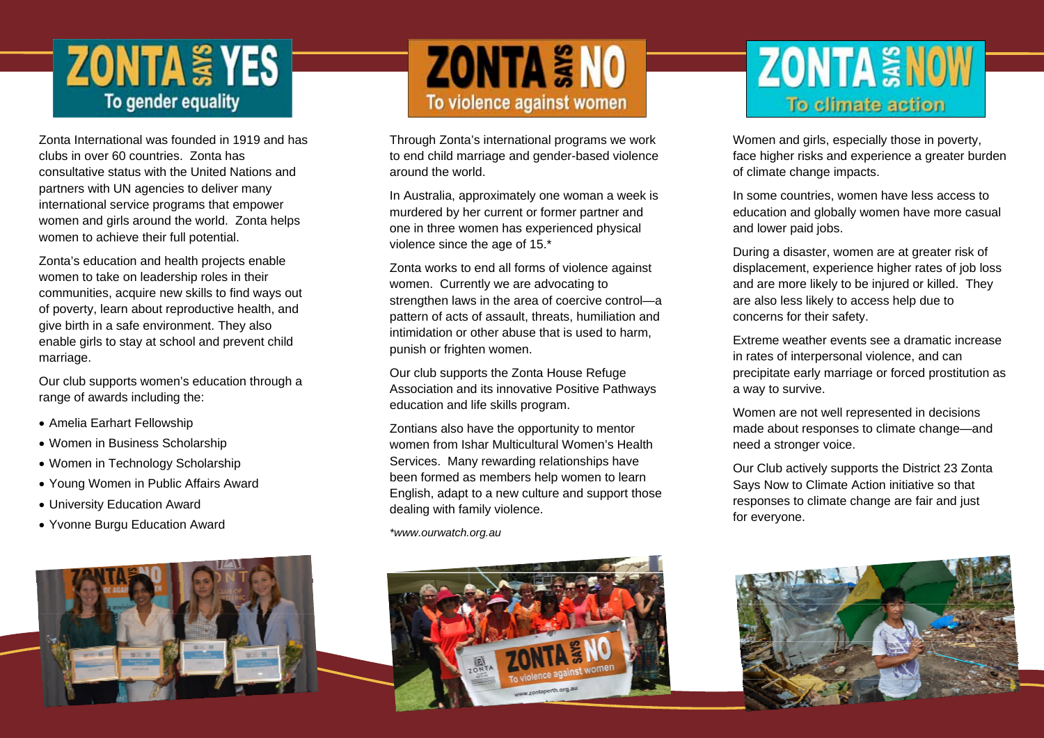# ZONTA SAYS YES

## To gender equality

Zonta International was founded in 1919 and has clubs in over 60 countries. Zonta has consultative status with the United Nations and partners with UN agencies to deliver many international service programs that empower women and girls around the world. Zonta helps women to achieve their full potential.

Zonta's education and health projects enable women to take on leadership roles in their communities, acquire new skills to find ways out of poverty, learn about reproductive health, and give birth in a safe environment. They also enable girls to stay at school and prevent child marriage.

Our club supports women's education through a range of awards including the:

- Amelia Earhart Fellowship
- Women in Business Scholarship
- Women in Technology Scholarship
- Young Women in Public Affairs Award
- University Education Award
- Yvonne Burgu Education Award

# ZONTA SAYS NO

## To violence against women

Through Zonta's international programs we work to end child marriage and gender-based violence around the world.

In Australia, approximately one woman a week is murdered by her current or former partner and one in three women has experienced physical violence since the age of 15.*

Zonta works to end all forms of violence against women. Currently we are advocating to strengthen laws in the area of coercive control—a pattern of acts of assault, threats, humiliation and intimidation or other abuse that is used to harm, punish or frighten women.

Our club supports the Zonta House Refuge Association and its innovative Positive Pathways education and life skills program.

Zontians also have the opportunity to mentor women from Ishar Multicultural Women's Health Services. Many rewarding relationships have been formed as members help women to learn English, adapt to a new culture and support those dealing with family violence.

*\*www.ourwatch.org.au*

# ZONTA SAYS NOW

## To climate action

Women and girls, especially those in poverty, face higher risks and experience a greater burden of climate change impacts.

In some countries, women have less access to education and globally women have more casual and lower paid jobs.

During a disaster, women are at greater risk of displacement, experience higher rates of job loss and are more likely to be injured or killed. They are also less likely to access help due to concerns for their safety.

Extreme weather events see a dramatic increase in rates of interpersonal violence, and can precipitate early marriage or forced prostitution as a way to survive.

Women are not well represented in decisions made about responses to climate change—and need a stronger voice.

Our Club actively supports the District 23 Zonta Says Now to Climate Action initiative so that responses to climate change are fair and just for everyone.